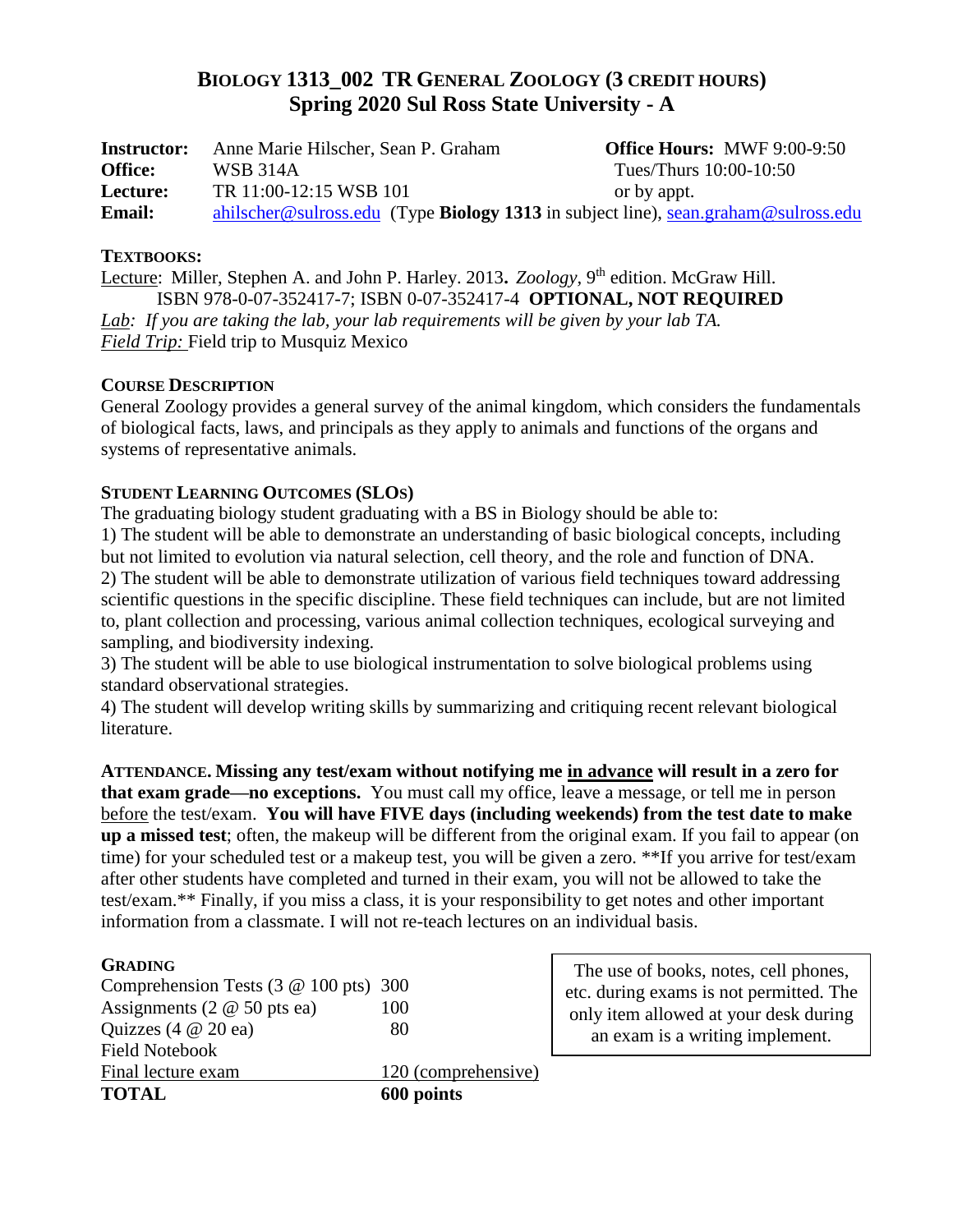# BIOLOGY 1313_002 TR GENERAL ZOOLOGY (3 CREDIT HOURS)
## Spring 2020 Sul Ross State University - A

**Instructor:** Anne Marie Hilscher, Sean P. Graham
**Office:** WSB 314A
**Lecture:** TR 11:00-12:15 WSB 101
**Email:** ahilscher@sulross.edu (Type **Biology 1313** in subject line), sean.graham@sulross.edu

**Office Hours:** MWF 9:00-9:50
Tues/Thurs 10:00-10:50
or by appt.

### TEXTBOOKS:

Lecture: Miller, Stephen A. and John P. Harley. 2013**.** *Zoology,* 9th edition. McGraw Hill. ISBN 978-0-07-352417-7; ISBN 0-07-352417-4 **OPTIONAL, NOT REQUIRED**

*Lab: If you are taking the lab, your lab requirements will be given by your lab TA.*

*Field Trip:* Field trip to Musquiz Mexico

### COURSE DESCRIPTION

General Zoology provides a general survey of the animal kingdom, which considers the fundamentals of biological facts, laws, and principals as they apply to animals and functions of the organs and systems of representative animals.

### STUDENT LEARNING OUTCOMES (SLOS)

The graduating biology student graduating with a BS in Biology should be able to:

1) The student will be able to demonstrate an understanding of basic biological concepts, including but not limited to evolution via natural selection, cell theory, and the role and function of DNA.
2) The student will be able to demonstrate utilization of various field techniques toward addressing scientific questions in the specific discipline. These field techniques can include, but are not limited to, plant collection and processing, various animal collection techniques, ecological surveying and sampling, and biodiversity indexing.
3) The student will be able to use biological instrumentation to solve biological problems using standard observational strategies.
4) The student will develop writing skills by summarizing and critiquing recent relevant biological literature.

**ATTENDANCE. Missing any test/exam without notifying me in advance will result in a zero for that exam grade—no exceptions.** You must call my office, leave a message, or tell me in person before the test/exam. **You will have FIVE days (including weekends) from the test date to make up a missed test**; often, the makeup will be different from the original exam. If you fail to appear (on time) for your scheduled test or a makeup test, you will be given a zero. **If you arrive for test/exam after other students have completed and turned in their exam, you will not be allowed to take the test/exam.** Finally, if you miss a class, it is your responsibility to get notes and other important information from a classmate. I will not re-teach lectures on an individual basis.

### GRADING

| | |
|---|---|
| Comprehension Tests (3 @ 100 pts) | 300 |
| Assignments (2 @ 50 pts ea) | 100 |
| Quizzes (4 @ 20 ea) | 80 |
| Field Notebook | |
| Final lecture exam | 120 (comprehensive) |
| **TOTAL** | **600 points** |

The use of books, notes, cell phones, etc. during exams is not permitted. The only item allowed at your desk during an exam is a writing implement.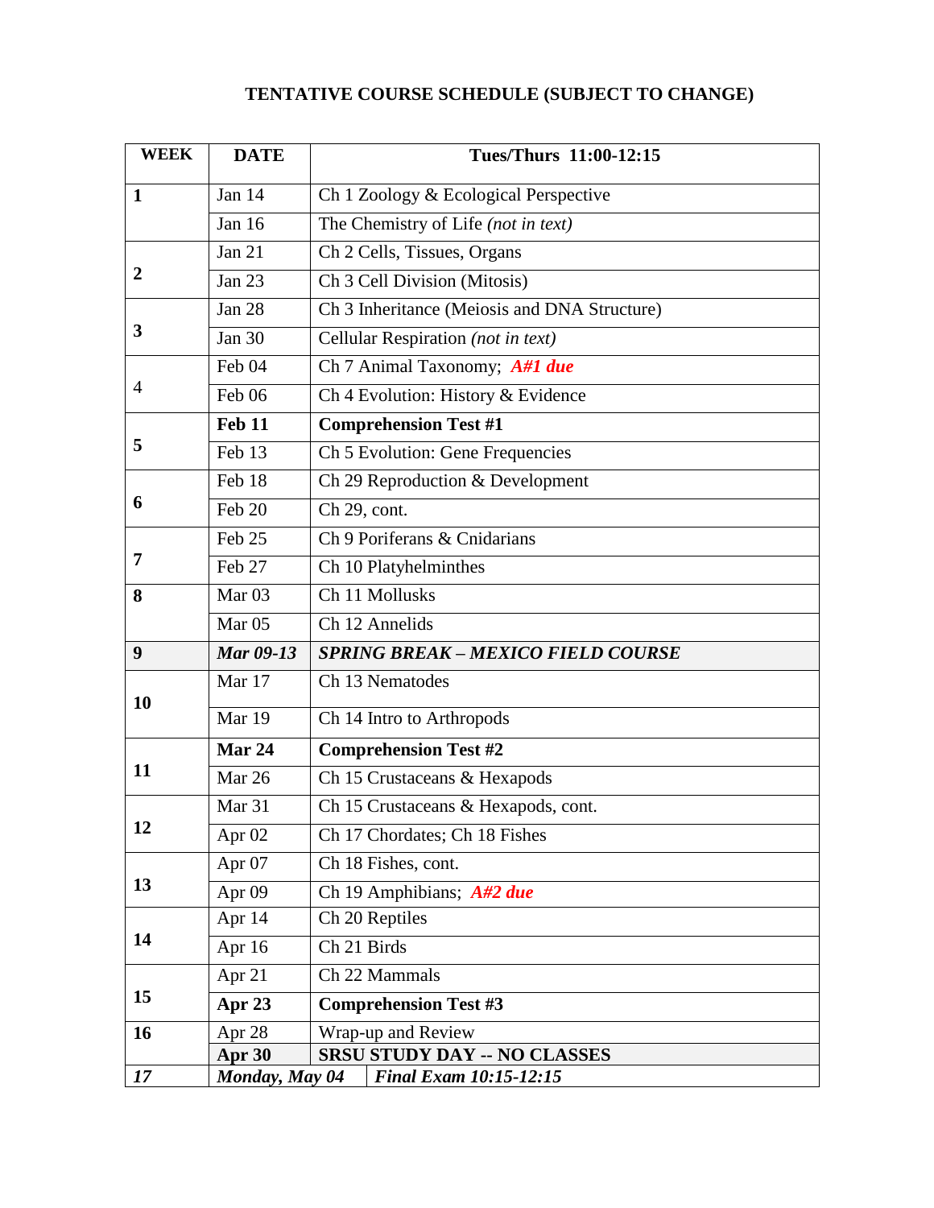## TENTATIVE COURSE SCHEDULE (SUBJECT TO CHANGE)

| WEEK | DATE | Tues/Thurs 11:00-12:15 |
|---|---|---|
| **1** | Jan 14 | Ch 1 Zoology & Ecological Perspective |
| | Jan 16 | The Chemistry of Life *(not in text)* |
| **2** | Jan 21 | Ch 2 Cells, Tissues, Organs |
| | Jan 23 | Ch 3 Cell Division (Mitosis) |
| **3** | Jan 28 | Ch 3 Inheritance (Meiosis and DNA Structure) |
| | Jan 30 | Cellular Respiration *(not in text)* |
| 4 | Feb 04 | Ch 7 Animal Taxonomy; ***A#1 due*** |
| | Feb 06 | Ch 4 Evolution: History & Evidence |
| **5** | **Feb 11** | **Comprehension Test #1** |
| | Feb 13 | Ch 5 Evolution: Gene Frequencies |
| **6** | Feb 18 | Ch 29 Reproduction & Development |
| | Feb 20 | Ch 29, cont. |
| **7** | Feb 25 | Ch 9 Poriferans & Cnidarians |
| | Feb 27 | Ch 10 Platyhelminthes |
| **8** | Mar 03 | Ch 11 Mollusks |
| | Mar 05 | Ch 12 Annelids |
| **9** | ***Mar 09-13*** | ***SPRING BREAK – MEXICO FIELD COURSE*** |
| **10** | Mar 17 | Ch 13 Nematodes |
| | Mar 19 | Ch 14 Intro to Arthropods |
| **11** | **Mar 24** | **Comprehension Test #2** |
| | Mar 26 | Ch 15 Crustaceans & Hexapods |
| **12** | Mar 31 | Ch 15 Crustaceans & Hexapods, cont. |
| | Apr 02 | Ch 17 Chordates; Ch 18 Fishes |
| **13** | Apr 07 | Ch 18 Fishes, cont. |
| | Apr 09 | Ch 19 Amphibians; ***A#2 due*** |
| **14** | Apr 14 | Ch 20 Reptiles |
| | Apr 16 | Ch 21 Birds |
| **15** | Apr 21 | Ch 22 Mammals |
| | **Apr 23** | **Comprehension Test #3** |
| **16** | Apr 28 | Wrap-up and Review |
| | **Apr 30** | **SRSU STUDY DAY -- NO CLASSES** |
| ***17*** | ***Monday, May 04*** | ***Final Exam 10:15-12:15*** |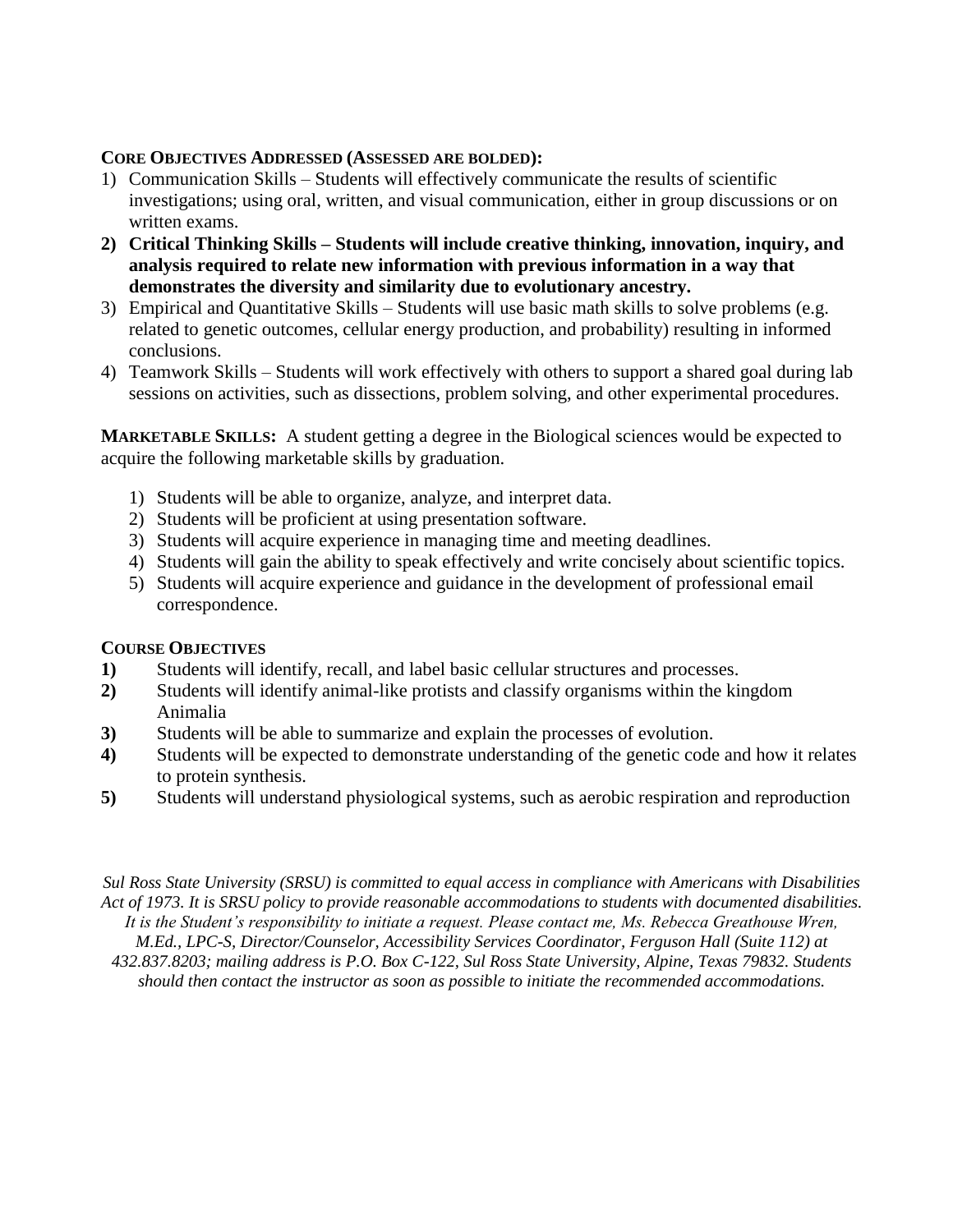**CORE OBJECTIVES ADDRESSED (ASSESSED ARE BOLDED):**

1) Communication Skills – Students will effectively communicate the results of scientific investigations; using oral, written, and visual communication, either in group discussions or on written exams.
2) **Critical Thinking Skills – Students will include creative thinking, innovation, inquiry, and analysis required to relate new information with previous information in a way that demonstrates the diversity and similarity due to evolutionary ancestry.**
3) Empirical and Quantitative Skills – Students will use basic math skills to solve problems (e.g. related to genetic outcomes, cellular energy production, and probability) resulting in informed conclusions.
4) Teamwork Skills – Students will work effectively with others to support a shared goal during lab sessions on activities, such as dissections, problem solving, and other experimental procedures.

**MARKETABLE SKILLS:** A student getting a degree in the Biological sciences would be expected to acquire the following marketable skills by graduation.

1) Students will be able to organize, analyze, and interpret data.
2) Students will be proficient at using presentation software.
3) Students will acquire experience in managing time and meeting deadlines.
4) Students will gain the ability to speak effectively and write concisely about scientific topics.
5) Students will acquire experience and guidance in the development of professional email correspondence.

**COURSE OBJECTIVES**

1) Students will identify, recall, and label basic cellular structures and processes.
2) Students will identify animal-like protists and classify organisms within the kingdom Animalia
3) Students will be able to summarize and explain the processes of evolution.
4) Students will be expected to demonstrate understanding of the genetic code and how it relates to protein synthesis.
5) Students will understand physiological systems, such as aerobic respiration and reproduction

*Sul Ross State University (SRSU) is committed to equal access in compliance with Americans with Disabilities Act of 1973. It is SRSU policy to provide reasonable accommodations to students with documented disabilities. It is the Student's responsibility to initiate a request. Please contact me, Ms. Rebecca Greathouse Wren, M.Ed., LPC-S, Director/Counselor, Accessibility Services Coordinator, Ferguson Hall (Suite 112) at 432.837.8203; mailing address is P.O. Box C-122, Sul Ross State University, Alpine, Texas 79832. Students should then contact the instructor as soon as possible to initiate the recommended accommodations.*